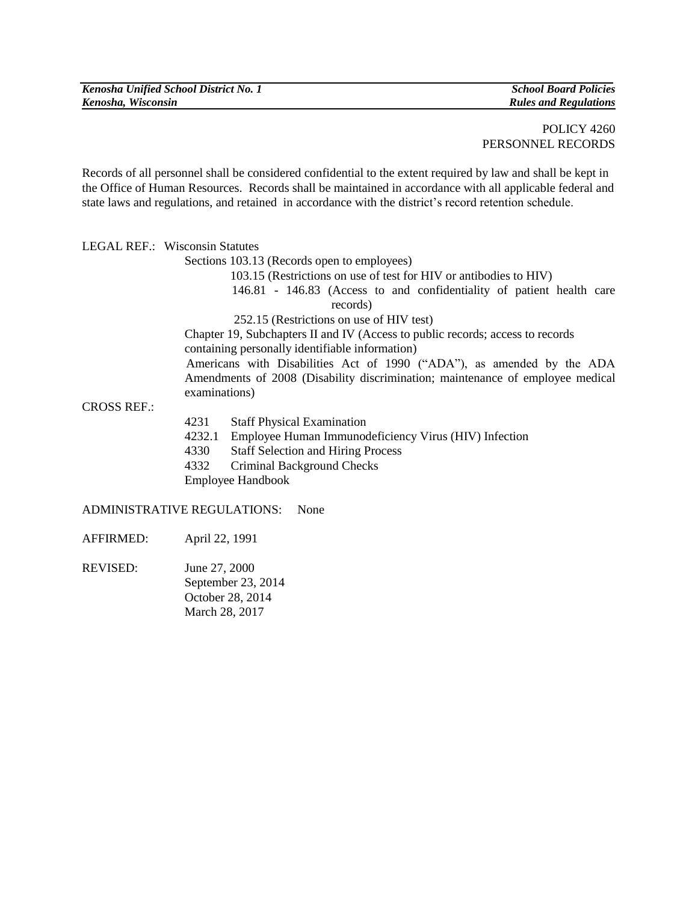*Kenosha Unified School District No. 1* | *School Board Policies*
*Kenosha, Wisconsin* | *Rules and Regulations*

POLICY 4260
PERSONNEL RECORDS

Records of all personnel shall be considered confidential to the extent required by law and shall be kept in the Office of Human Resources. Records shall be maintained in accordance with all applicable federal and state laws and regulations, and retained in accordance with the district's record retention schedule.

LEGAL REF.: Wisconsin Statutes
Sections 103.13 (Records open to employees)
103.15 (Restrictions on use of test for HIV or antibodies to HIV)
146.81 - 146.83 (Access to and confidentiality of patient health care records)
252.15 (Restrictions on use of HIV test)
Chapter 19, Subchapters II and IV (Access to public records; access to records containing personally identifiable information)
Americans with Disabilities Act of 1990 ("ADA"), as amended by the ADA Amendments of 2008 (Disability discrimination; maintenance of employee medical examinations)

CROSS REF.:
4231 Staff Physical Examination
4232.1 Employee Human Immunodeficiency Virus (HIV) Infection
4330 Staff Selection and Hiring Process
4332 Criminal Background Checks
Employee Handbook

ADMINISTRATIVE REGULATIONS: None

AFFIRMED: April 22, 1991

REVISED: June 27, 2000
September 23, 2014
October 28, 2014
March 28, 2017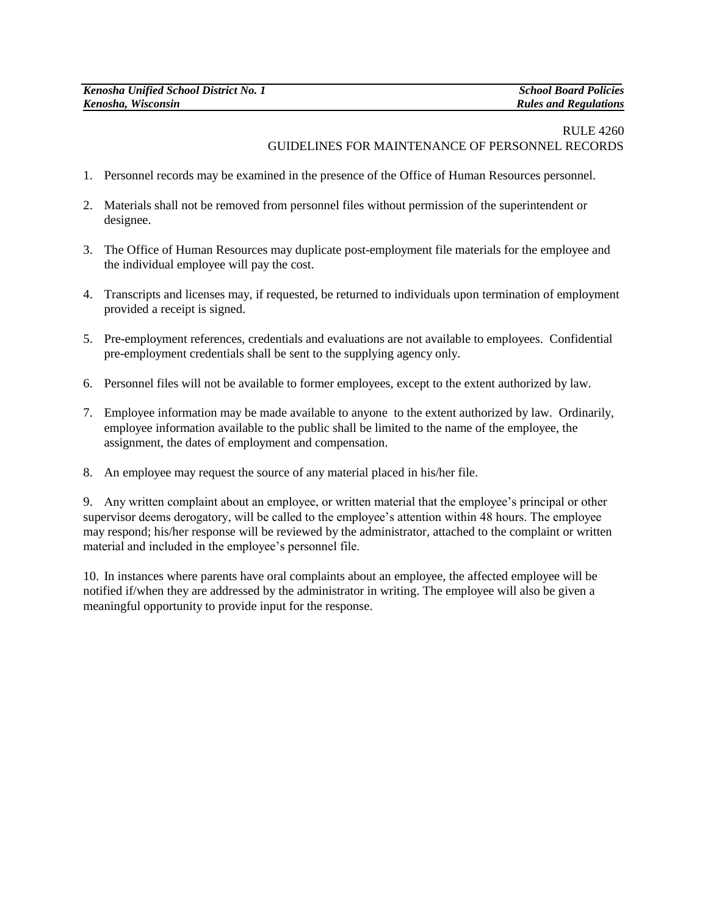RULE 4260
GUIDELINES FOR MAINTENANCE OF PERSONNEL RECORDS

1. Personnel records may be examined in the presence of the Office of Human Resources personnel.

2. Materials shall not be removed from personnel files without permission of the superintendent or designee.

3. The Office of Human Resources may duplicate post-employment file materials for the employee and the individual employee will pay the cost.

4. Transcripts and licenses may, if requested, be returned to individuals upon termination of employment provided a receipt is signed.

5. Pre-employment references, credentials and evaluations are not available to employees. Confidential pre-employment credentials shall be sent to the supplying agency only.

6. Personnel files will not be available to former employees, except to the extent authorized by law.

7. Employee information may be made available to anyone to the extent authorized by law. Ordinarily, employee information available to the public shall be limited to the name of the employee, the assignment, the dates of employment and compensation.

8. An employee may request the source of any material placed in his/her file.

9. Any written complaint about an employee, or written material that the employee's principal or other supervisor deems derogatory, will be called to the employee's attention within 48 hours. The employee may respond; his/her response will be reviewed by the administrator, attached to the complaint or written material and included in the employee's personnel file.

10. In instances where parents have oral complaints about an employee, the affected employee will be notified if/when they are addressed by the administrator in writing. The employee will also be given a meaningful opportunity to provide input for the response.